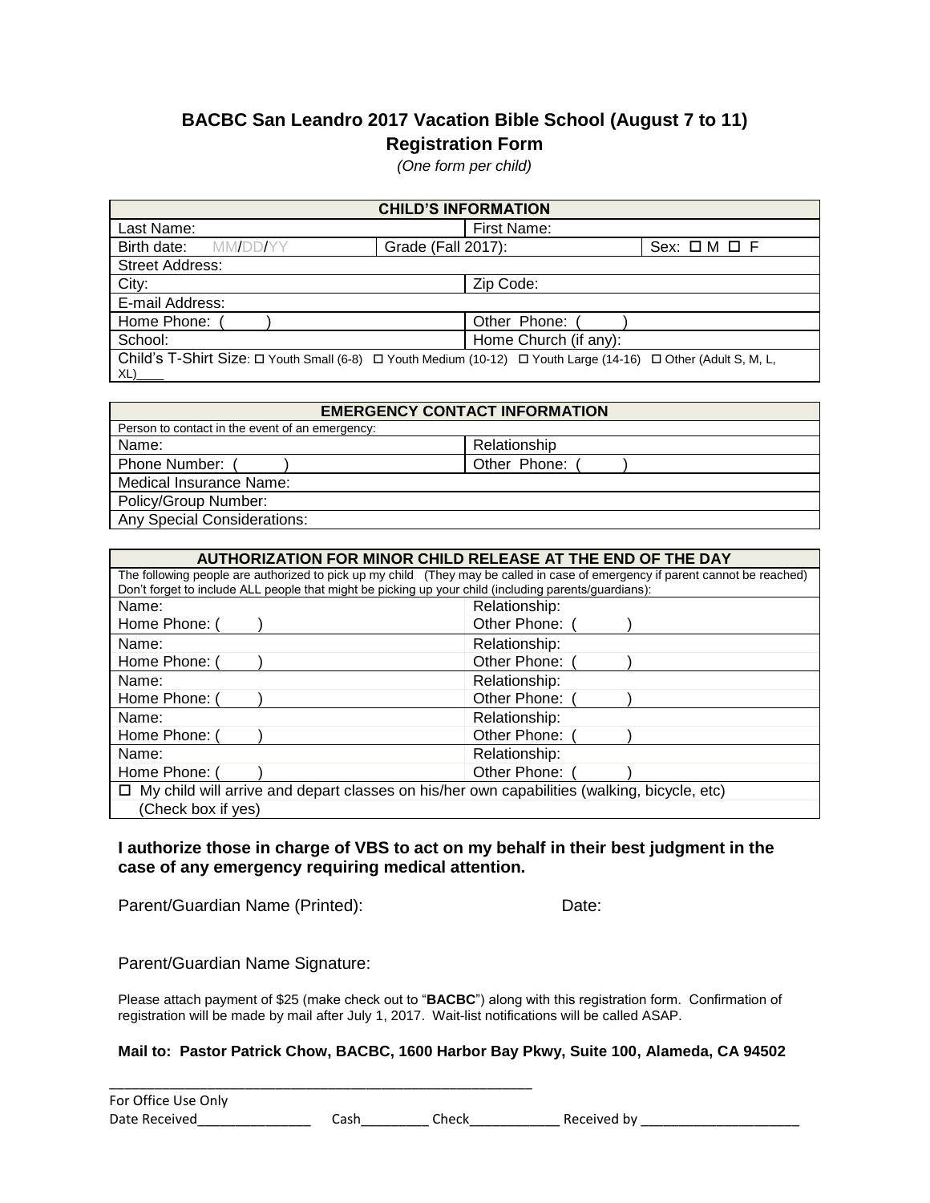# BACBC San Leandro 2017 Vacation Bible School (August 7 to 11)
## Registration Form

*(One form per child)*

| CHILD'S INFORMATION | | |
|---|---|---|
| Last Name: | First Name: | |
| Birth date: MM/DD/YY | Grade (Fall 2017): | Sex: ☐ M ☐ F |
| Street Address: | | |
| City: | Zip Code: | |
| E-mail Address: | | |
| Home Phone: ( ) | Other Phone: ( ) | |
| School: | Home Church (if any): | |
| Child's T-Shirt Size: ☐ Youth Small (6-8) ☐ Youth Medium (10-12) ☐ Youth Large (14-16) ☐ Other (Adult S, M, L, XL)____ | | |

| EMERGENCY CONTACT INFORMATION | |
|---|---|
| Person to contact in the event of an emergency: | |
| Name: | Relationship |
| Phone Number: ( ) | Other Phone: ( ) |
| Medical Insurance Name: | |
| Policy/Group Number: | |
| Any Special Considerations: | |

| AUTHORIZATION FOR MINOR CHILD RELEASE AT THE END OF THE DAY | |
|---|---|
| The following people are authorized to pick up my child (They may be called in case of emergency if parent cannot be reached) Don't forget to include ALL people that might be picking up your child (including parents/guardians): | |
| Name: | Relationship: |
| Home Phone: ( ) | Other Phone: ( ) |
| Name: | Relationship: |
| Home Phone: ( ) | Other Phone: ( ) |
| Name: | Relationship: |
| Home Phone: ( ) | Other Phone: ( ) |
| Name: | Relationship: |
| Home Phone: ( ) | Other Phone: ( ) |
| Name: | Relationship: |
| Home Phone: ( ) | Other Phone: ( ) |
| ☐ My child will arrive and depart classes on his/her own capabilities (walking, bicycle, etc) (Check box if yes) | |

**I authorize those in charge of VBS to act on my behalf in their best judgment in the case of any emergency requiring medical attention.**

Parent/Guardian Name (Printed): Date:

Parent/Guardian Name Signature:

Please attach payment of $25 (make check out to "**BACBC**") along with this registration form. Confirmation of registration will be made by mail after July 1, 2017. Wait-list notifications will be called ASAP.

**Mail to: Pastor Patrick Chow, BACBC, 1600 Harbor Bay Pkwy, Suite 100, Alameda, CA 94502**

---

For Office Use Only

Date Received_______________ Cash_________ Check____________ Received by _____________________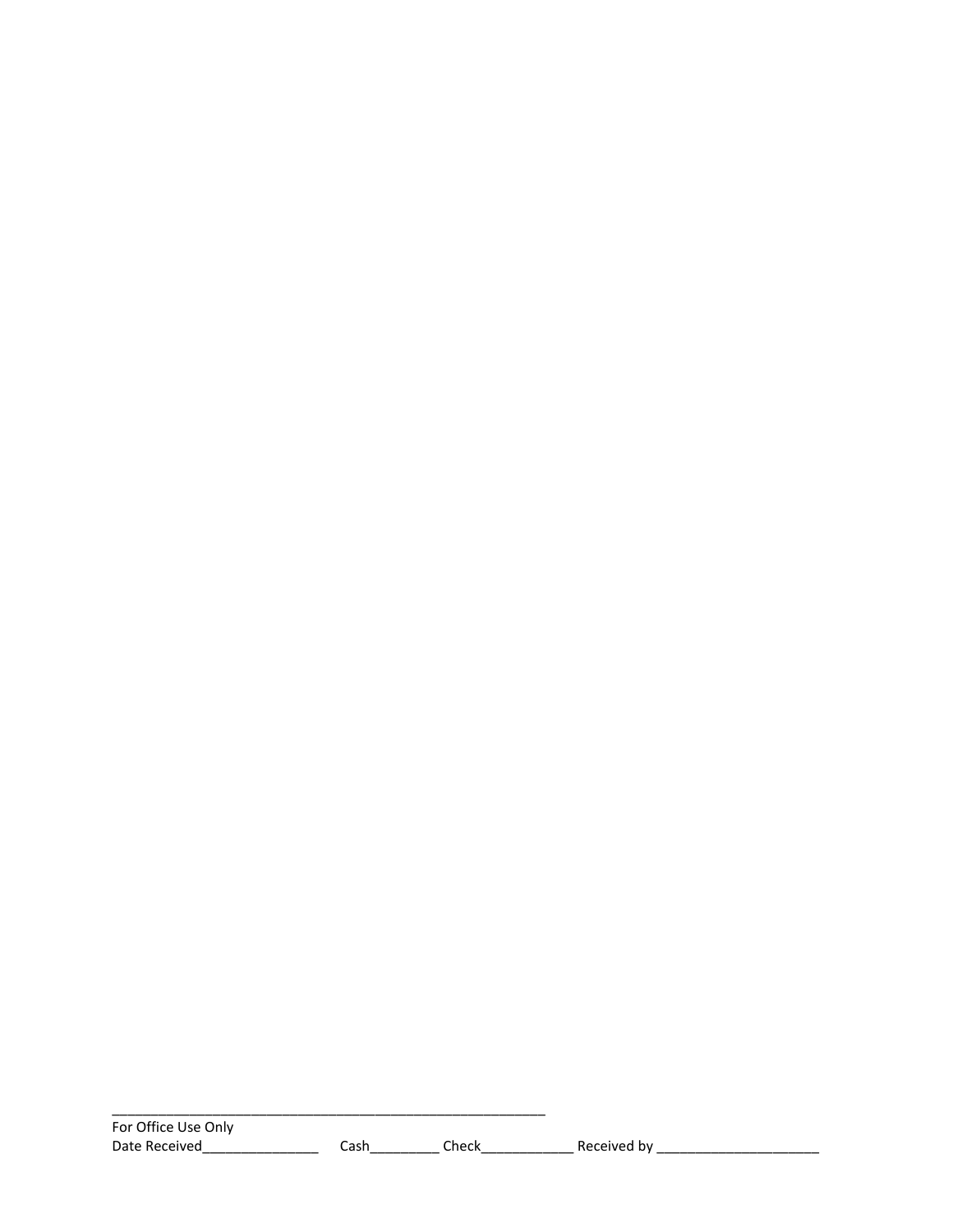_______________________________________________________

For Office Use Only

Date Received_______________ Cash_________ Check____________ Received by _____________________